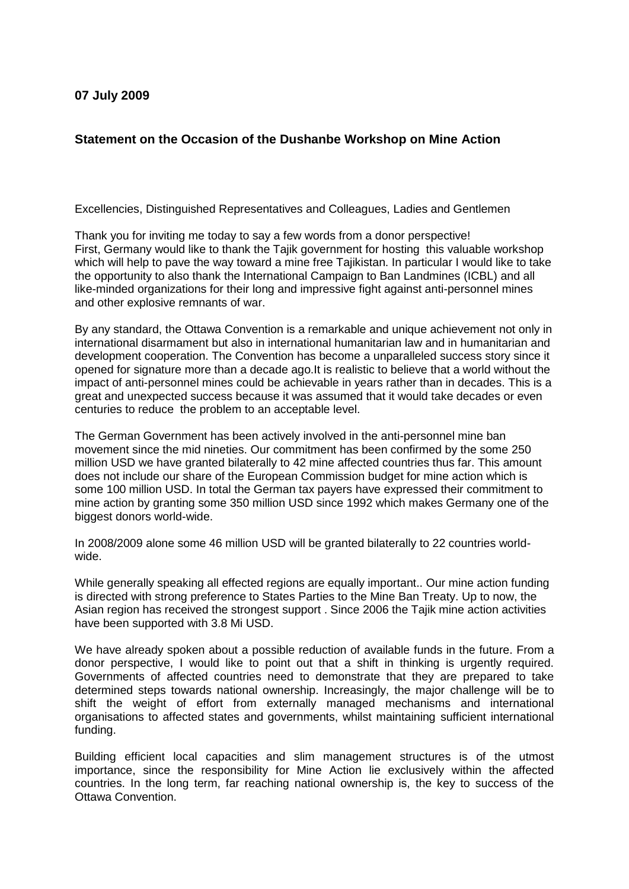**07 July 2009**

## Statement on the Occasion of the Dushanbe Workshop on Mine Action

Excellencies, Distinguished Representatives and Colleagues, Ladies and Gentlemen

Thank you for inviting me today to say a few words from a donor perspective!
First, Germany would like to thank the Tajik government for hosting this valuable workshop which will help to pave the way toward a mine free Tajikistan. In particular I would like to take the opportunity to also thank the International Campaign to Ban Landmines (ICBL) and all like-minded organizations for their long and impressive fight against anti-personnel mines and other explosive remnants of war.

By any standard, the Ottawa Convention is a remarkable and unique achievement not only in international disarmament but also in international humanitarian law and in humanitarian and development cooperation. The Convention has become a unparalleled success story since it opened for signature more than a decade ago.It is realistic to believe that a world without the impact of anti-personnel mines could be achievable in years rather than in decades. This is a great and unexpected success because it was assumed that it would take decades or even centuries to reduce the problem to an acceptable level.

The German Government has been actively involved in the anti-personnel mine ban movement since the mid nineties. Our commitment has been confirmed by the some 250 million USD we have granted bilaterally to 42 mine affected countries thus far. This amount does not include our share of the European Commission budget for mine action which is some 100 million USD. In total the German tax payers have expressed their commitment to mine action by granting some 350 million USD since 1992 which makes Germany one of the biggest donors world-wide.

In 2008/2009 alone some 46 million USD will be granted bilaterally to 22 countries world-wide.

While generally speaking all effected regions are equally important.. Our mine action funding is directed with strong preference to States Parties to the Mine Ban Treaty. Up to now, the Asian region has received the strongest support . Since 2006 the Tajik mine action activities have been supported with 3.8 Mi USD.

We have already spoken about a possible reduction of available funds in the future. From a donor perspective, I would like to point out that a shift in thinking is urgently required. Governments of affected countries need to demonstrate that they are prepared to take determined steps towards national ownership. Increasingly, the major challenge will be to shift the weight of effort from externally managed mechanisms and international organisations to affected states and governments, whilst maintaining sufficient international funding.

Building efficient local capacities and slim management structures is of the utmost importance, since the responsibility for Mine Action lie exclusively within the affected countries. In the long term, far reaching national ownership is, the key to success of the Ottawa Convention.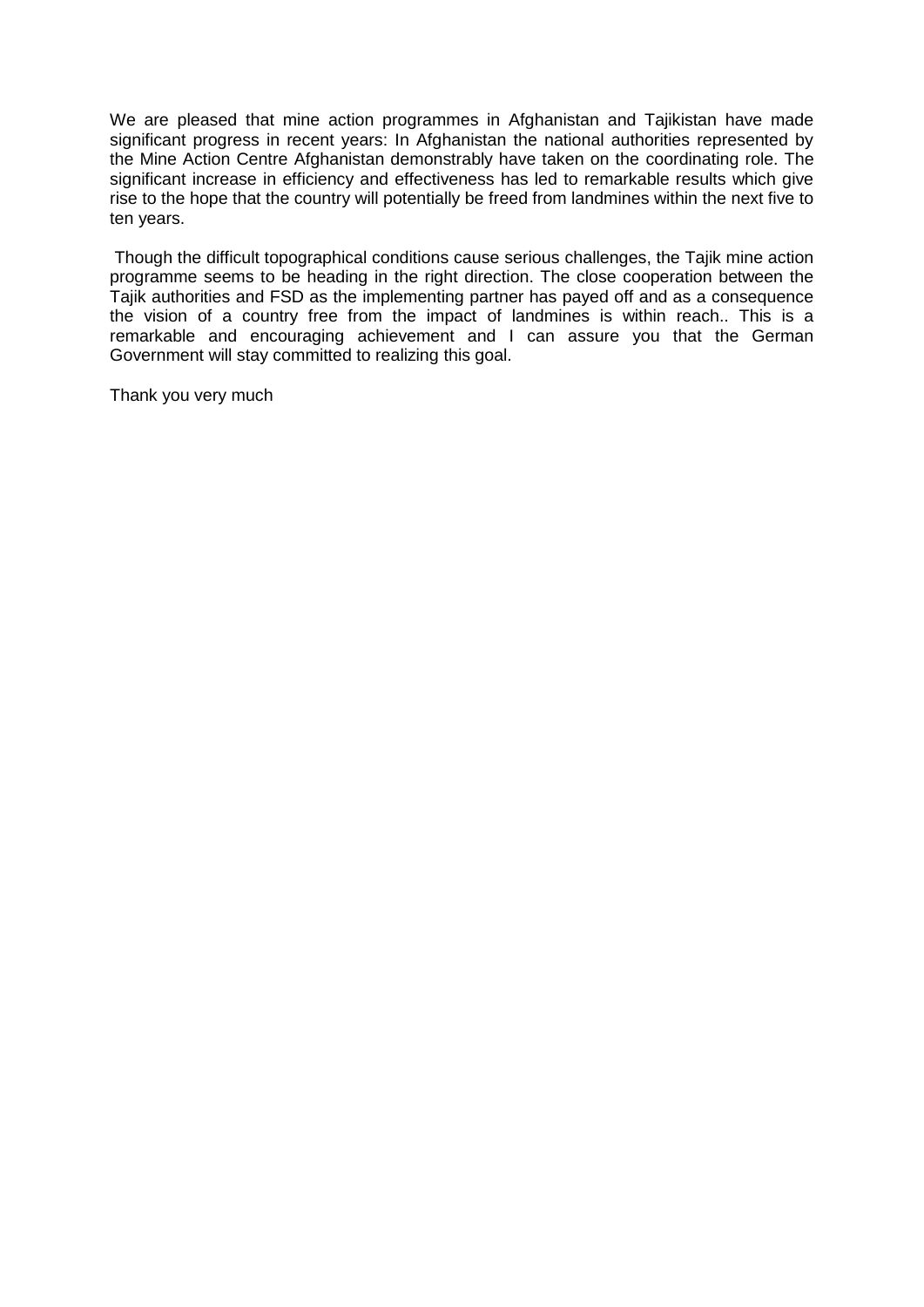We are pleased that mine action programmes in Afghanistan and Tajikistan have made significant progress in recent years: In Afghanistan the national authorities represented by the Mine Action Centre Afghanistan demonstrably have taken on the coordinating role. The significant increase in efficiency and effectiveness has led to remarkable results which give rise to the hope that the country will potentially be freed from landmines within the next five to ten years.

Though the difficult topographical conditions cause serious challenges, the Tajik mine action programme seems to be heading in the right direction. The close cooperation between the Tajik authorities and FSD as the implementing partner has payed off and as a consequence the vision of a country free from the impact of landmines is within reach.. This is a remarkable and encouraging achievement and I can assure you that the German Government will stay committed to realizing this goal.

Thank you very much